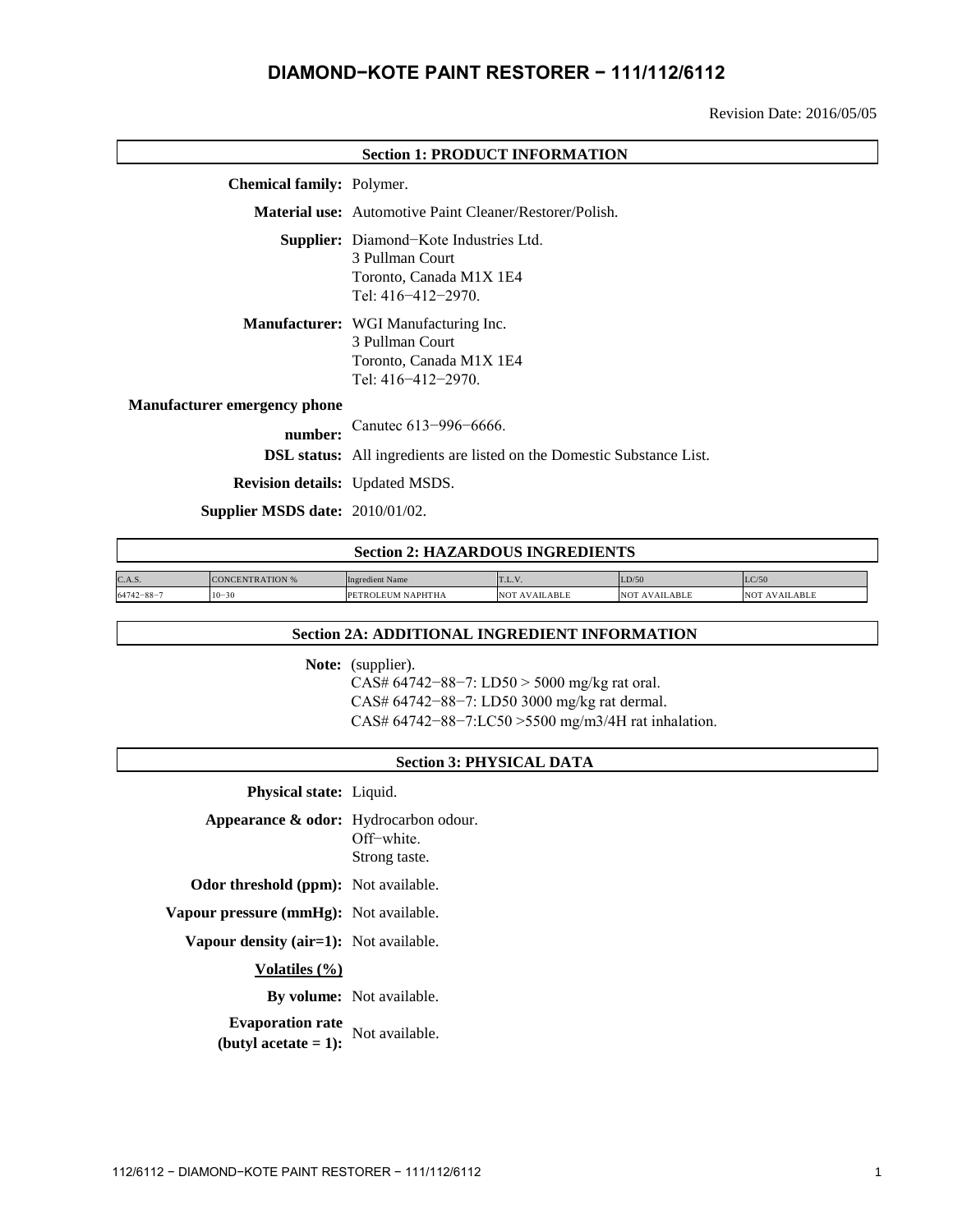# DIAMOND−KOTE PAINT RESTORER − 111/112/6112

Revision Date: 2016/05/05

## Section 1: PRODUCT INFORMATION

**Chemical family:** Polymer.

**Material use:** Automotive Paint Cleaner/Restorer/Polish.

**Supplier:** Diamond−Kote Industries Ltd.
3 Pullman Court
Toronto, Canada M1X 1E4
Tel: 416−412−2970.

**Manufacturer:** WGI Manufacturing Inc.
3 Pullman Court
Toronto, Canada M1X 1E4
Tel: 416−412−2970.

**Manufacturer emergency phone number:** Canutec 613−996−6666.

**DSL status:** All ingredients are listed on the Domestic Substance List.

**Revision details:** Updated MSDS.

**Supplier MSDS date:** 2010/01/02.

## Section 2: HAZARDOUS INGREDIENTS

| C.A.S. | CONCENTRATION % | Ingredient Name | T.L.V. | LD/50 | LC/50 |
|---|---|---|---|---|---|
| 64742−88−7 | 10−30 | PETROLEUM NAPHTHA | NOT AVAILABLE | NOT AVAILABLE | NOT AVAILABLE |

## Section 2A: ADDITIONAL INGREDIENT INFORMATION

**Note:** (supplier).
CAS# 64742−88−7: LD50 > 5000 mg/kg rat oral.
CAS# 64742−88−7: LD50 3000 mg/kg rat dermal.
CAS# 64742−88−7:LC50 >5500 mg/m3/4H rat inhalation.

## Section 3: PHYSICAL DATA

**Physical state:** Liquid.

**Appearance & odor:** Hydrocarbon odour.
Off−white.
Strong taste.

**Odor threshold (ppm):** Not available.

**Vapour pressure (mmHg):** Not available.

**Vapour density (air=1):** Not available.

**Volatiles (%)**

**By volume:** Not available.

**Evaporation rate (butyl acetate = 1):** Not available.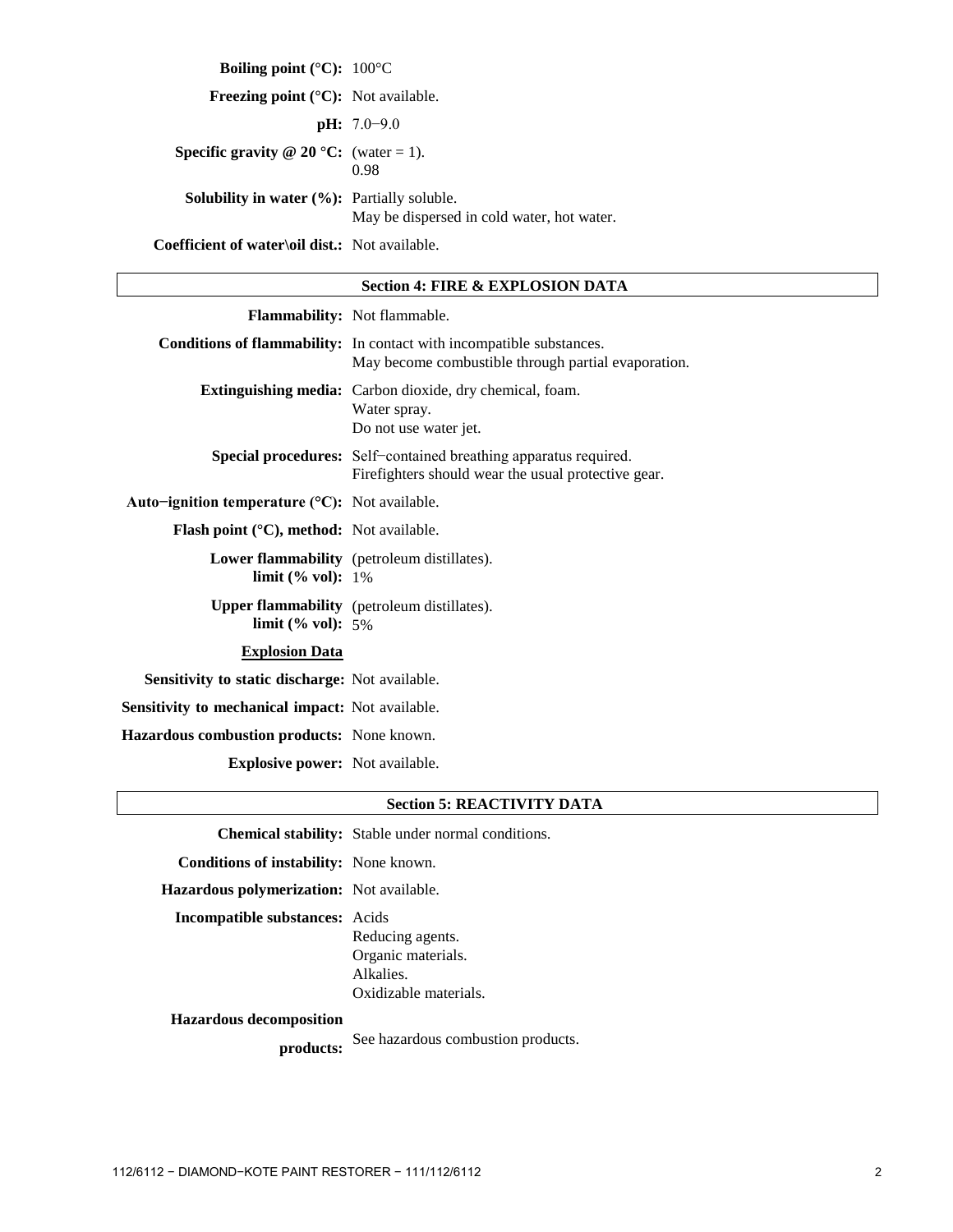**Boiling point (°C):** 100°C

**Freezing point (°C):** Not available.

**pH:** 7.0−9.0

**Specific gravity @ 20 °C:** (water = 1).
0.98

**Solubility in water (%):** Partially soluble.
May be dispersed in cold water, hot water.

**Coefficient of water\oil dist.:** Not available.

## Section 4: FIRE & EXPLOSION DATA

**Flammability:** Not flammable.

**Conditions of flammability:** In contact with incompatible substances.
May become combustible through partial evaporation.

**Extinguishing media:** Carbon dioxide, dry chemical, foam.
Water spray.
Do not use water jet.

**Special procedures:** Self−contained breathing apparatus required.
Firefighters should wear the usual protective gear.

**Auto−ignition temperature (°C):** Not available.

**Flash point (°C), method:** Not available.

**Lower flammability limit (% vol):** (petroleum distillates).
1%

**Upper flammability limit (% vol):** (petroleum distillates).
5%

**Explosion Data**

**Sensitivity to static discharge:** Not available.

**Sensitivity to mechanical impact:** Not available.

**Hazardous combustion products:** None known.

**Explosive power:** Not available.

## Section 5: REACTIVITY DATA

**Chemical stability:** Stable under normal conditions.

**Conditions of instability:** None known.

**Hazardous polymerization:** Not available.

**Incompatible substances:** Acids
Reducing agents.
Organic materials.
Alkalies.
Oxidizable materials.

**Hazardous decomposition products:** See hazardous combustion products.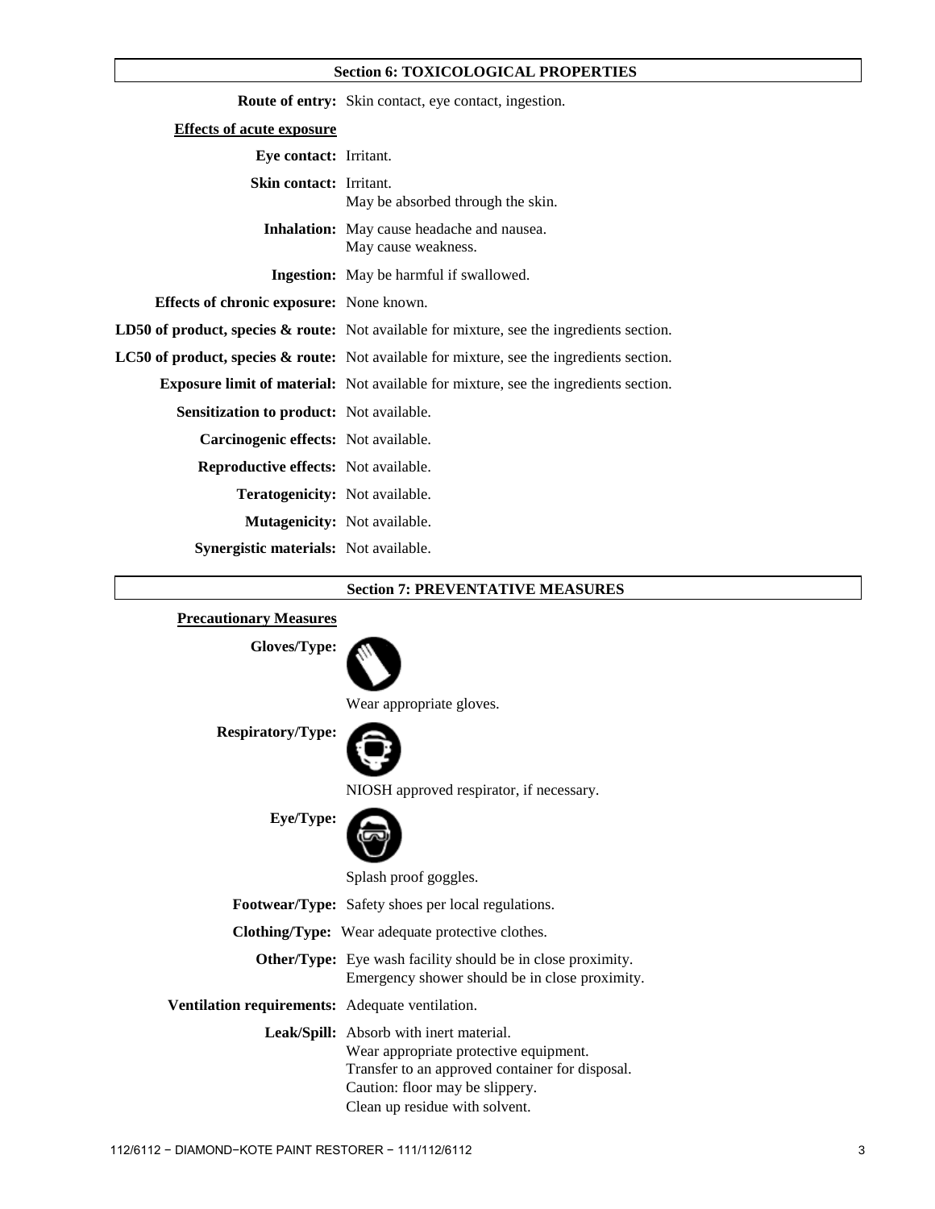## Section 6: TOXICOLOGICAL PROPERTIES

**Route of entry:** Skin contact, eye contact, ingestion.

**Effects of acute exposure**

**Eye contact:** Irritant.

**Skin contact:** Irritant.
May be absorbed through the skin.

**Inhalation:** May cause headache and nausea.
May cause weakness.

**Ingestion:** May be harmful if swallowed.

**Effects of chronic exposure:** None known.

**LD50 of product, species & route:** Not available for mixture, see the ingredients section.

**LC50 of product, species & route:** Not available for mixture, see the ingredients section.

**Exposure limit of material:** Not available for mixture, see the ingredients section.

**Sensitization to product:** Not available.

**Carcinogenic effects:** Not available.

**Reproductive effects:** Not available.

**Teratogenicity:** Not available.

**Mutagenicity:** Not available.

**Synergistic materials:** Not available.

## Section 7: PREVENTATIVE MEASURES

**Precautionary Measures**

**Gloves/Type:** Wear appropriate gloves.

**Respiratory/Type:** NIOSH approved respirator, if necessary.

**Eye/Type:** Splash proof goggles.

**Footwear/Type:** Safety shoes per local regulations.

**Clothing/Type:** Wear adequate protective clothes.

**Other/Type:** Eye wash facility should be in close proximity.
Emergency shower should be in close proximity.

**Ventilation requirements:** Adequate ventilation.

**Leak/Spill:** Absorb with inert material.
Wear appropriate protective equipment.
Transfer to an approved container for disposal.
Caution: floor may be slippery.
Clean up residue with solvent.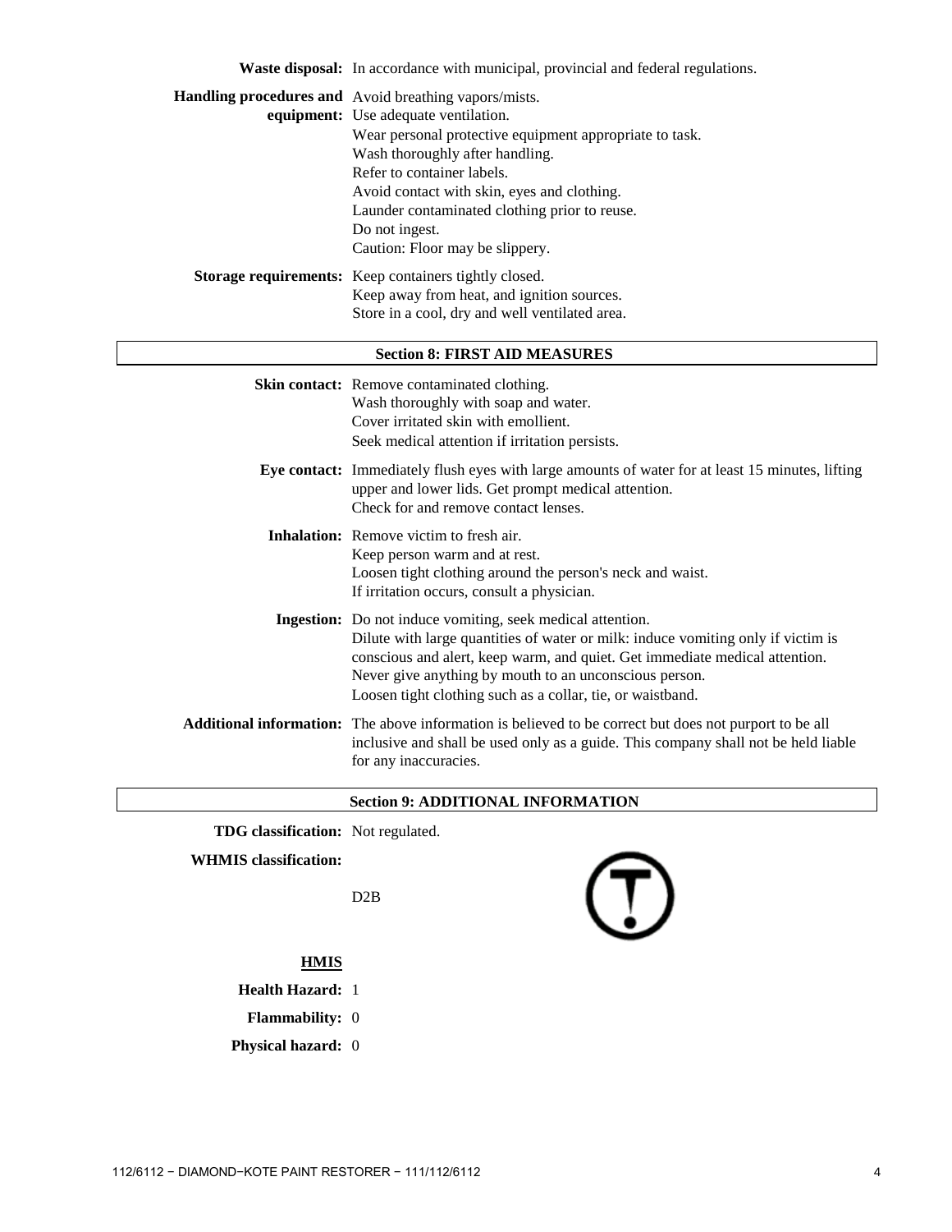**Waste disposal:** In accordance with municipal, provincial and federal regulations.

**Handling procedures and equipment:** Avoid breathing vapors/mists.
Use adequate ventilation.
Wear personal protective equipment appropriate to task.
Wash thoroughly after handling.
Refer to container labels.
Avoid contact with skin, eyes and clothing.
Launder contaminated clothing prior to reuse.
Do not ingest.
Caution: Floor may be slippery.

**Storage requirements:** Keep containers tightly closed.
Keep away from heat, and ignition sources.
Store in a cool, dry and well ventilated area.

## Section 8: FIRST AID MEASURES

**Skin contact:** Remove contaminated clothing.
Wash thoroughly with soap and water.
Cover irritated skin with emollient.
Seek medical attention if irritation persists.

**Eye contact:** Immediately flush eyes with large amounts of water for at least 15 minutes, lifting upper and lower lids. Get prompt medical attention.
Check for and remove contact lenses.

**Inhalation:** Remove victim to fresh air.
Keep person warm and at rest.
Loosen tight clothing around the person's neck and waist.
If irritation occurs, consult a physician.

**Ingestion:** Do not induce vomiting, seek medical attention.
Dilute with large quantities of water or milk: induce vomiting only if victim is conscious and alert, keep warm, and quiet. Get immediate medical attention.
Never give anything by mouth to an unconscious person.
Loosen tight clothing such as a collar, tie, or waistband.

**Additional information:** The above information is believed to be correct but does not purport to be all inclusive and shall be used only as a guide. This company shall not be held liable for any inaccuracies.

## Section 9: ADDITIONAL INFORMATION

**TDG classification:** Not regulated.

**WHMIS classification:**

D2B

**HMIS**

**Health Hazard:** 1

**Flammability:** 0

**Physical hazard:** 0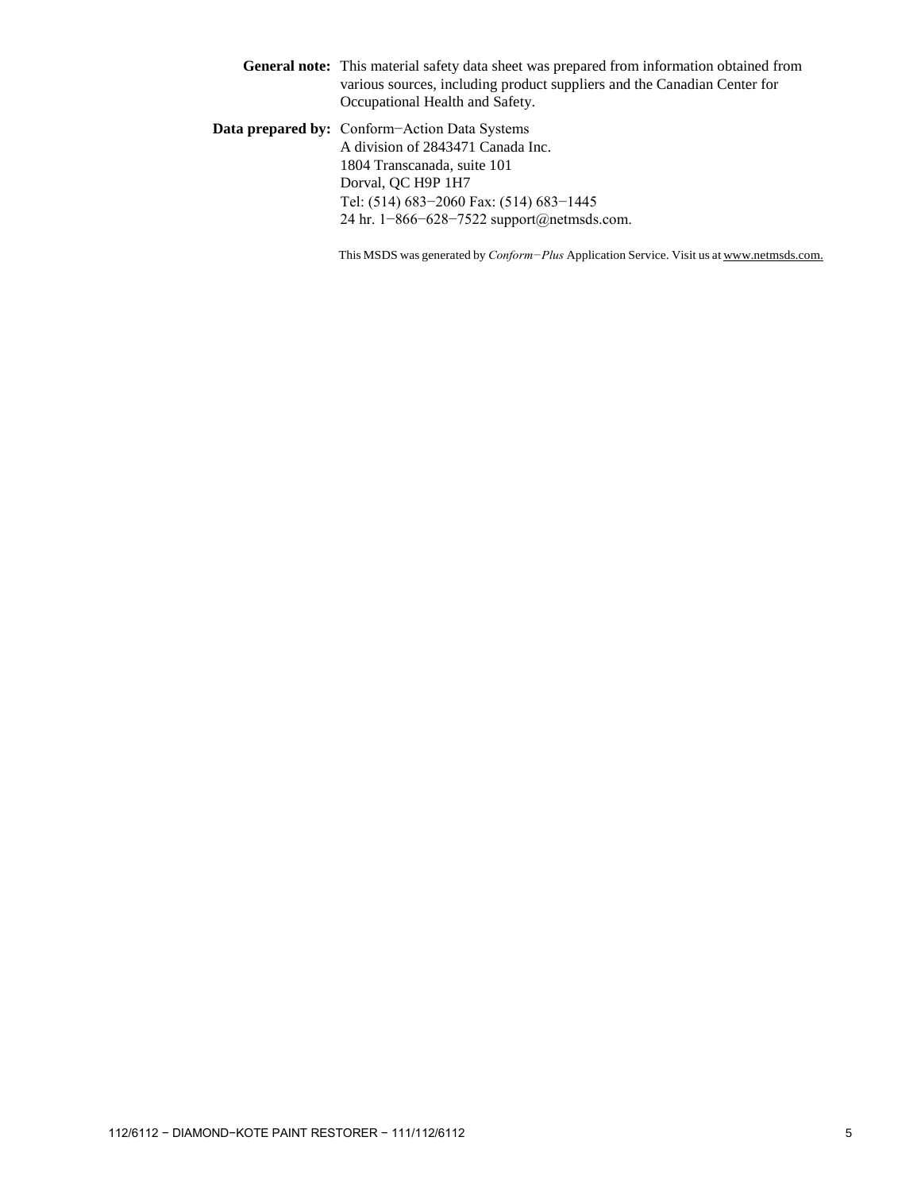**General note:** This material safety data sheet was prepared from information obtained from various sources, including product suppliers and the Canadian Center for Occupational Health and Safety.

**Data prepared by:** Conform−Action Data Systems
A division of 2843471 Canada Inc.
1804 Transcanada, suite 101
Dorval, QC H9P 1H7
Tel: (514) 683−2060 Fax: (514) 683−1445
24 hr. 1−866−628−7522 support@netmsds.com.

This MSDS was generated by *Conform−Plus* Application Service. Visit us at www.netmsds.com.